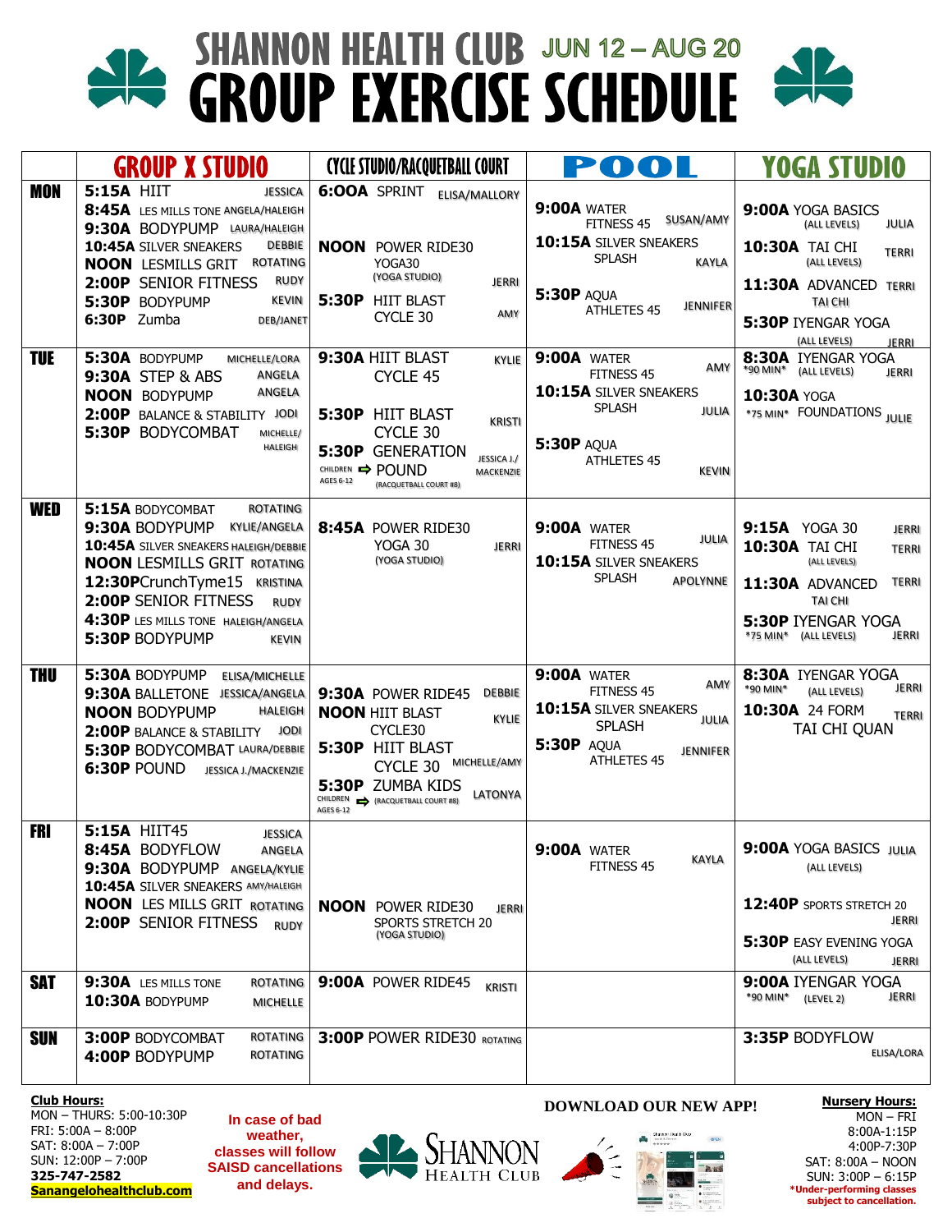# SHANNON HEALTH CLUB JUN 12 – AUG 20
# GROUP EXERCISE SCHEDULE

| | GROUP X STUDIO | CYCLE STUDIO/RACQUETBALL COURT | POOL | YOGA STUDIO |
|---|---|---|---|---|
| **MON** | **5:15A** HIIT JESSICA<br>**8:45A** LES MILLS TONE ANGELA/HALEIGH<br>**9:30A** BODYPUMP LAURA/HALEIGH<br>**10:45A** SILVER SNEAKERS DEBBIE<br>**NOON** LESMILLS GRIT ROTATING<br>**2:00P** SENIOR FITNESS RUDY<br>**5:30P** BODYPUMP KEVIN<br>**6:30P** Zumba DEB/JANET | **6:OOA** SPRINT ELISA/MALLORY<br>**NOON** POWER RIDE30 YOGA30 (YOGA STUDIO) JERRI<br>**5:30P** HIIT BLAST CYCLE 30 AMY | **9:00A** WATER FITNESS 45 SUSAN/AMY<br>**10:15A** SILVER SNEAKERS SPLASH KAYLA<br>**5:30P** AQUA ATHLETES 45 JENNIFER | **9:00A** YOGA BASICS (ALL LEVELS) JULIA<br>**10:30A** TAI CHI (ALL LEVELS) TERRI<br>**11:30A** ADVANCED TAI CHI TERRI<br>**5:30P** IYENGAR YOGA (ALL LEVELS) JERRI |
| **TUE** | **5:30A** BODYPUMP MICHELLE/LORA<br>**9:30A** STEP & ABS ANGELA<br>**NOON** BODYPUMP ANGELA<br>**2:00P** BALANCE & STABILITY JODI<br>**5:30P** BODYCOMBAT MICHELLE/HALEIGH | **9:30A** HIIT BLAST CYCLE 45 KYLIE<br>**5:30P** HIIT BLAST CYCLE 30 KRISTI<br>**5:30P** GENERATION POUND (RACQUETBALL COURT #8) JESSICA J./MACKENZIE<br>CHILDREN AGES 6-12 | **9:00A** WATER FITNESS 45 AMY<br>**10:15A** SILVER SNEAKERS SPLASH JULIA<br>**5:30P** AQUA ATHLETES 45 KEVIN | **8:30A** IYENGAR YOGA *90 MIN* (ALL LEVELS) JERRI<br>**10:30A** YOGA *75 MIN* FOUNDATIONS JULIE |
| **WED** | **5:15A** BODYCOMBAT ROTATING<br>**9:30A** BODYPUMP KYLIE/ANGELA<br>**10:45A** SILVER SNEAKERS HALEIGH/DEBBIE<br>**NOON** LESMILLS GRIT ROTATING<br>**12:30P** CrunchTyme15 KRISTINA<br>**2:00P** SENIOR FITNESS RUDY<br>**4:30P** LES MILLS TONE HALEIGH/ANGELA<br>**5:30P** BODYPUMP KEVIN | **8:45A** POWER RIDE30 YOGA 30 (YOGA STUDIO) JERRI | **9:00A** WATER FITNESS 45 JULIA<br>**10:15A** SILVER SNEAKERS SPLASH APOLYNNE | **9:15A** YOGA 30 JERRI<br>**10:30A** TAI CHI (ALL LEVELS) TERRI<br>**11:30A** ADVANCED TAI CHI TERRI<br>**5:30P** IYENGAR YOGA *75 MIN* (ALL LEVELS) JERRI |
| **THU** | **5:30A** BODYPUMP ELISA/MICHELLE<br>**9:30A** BALLETONE JESSICA/ANGELA<br>**NOON** BODYPUMP HALEIGH<br>**2:00P** BALANCE & STABILITY JODI<br>**5:30P** BODYCOMBAT LAURA/DEBBIE<br>**6:30P** POUND JESSICA J./MACKENZIE | **9:30A** POWER RIDE45 DEBBIE<br>**NOON** HIIT BLAST CYCLE30 KYLIE<br>**5:30P** HIIT BLAST CYCLE 30 MICHELLE/AMY<br>**5:30P** ZUMBA KIDS (RACQUETBALL COURT #8) LATONYA<br>CHILDREN AGES 6-12 | **9:00A** WATER FITNESS 45 AMY<br>**10:15A** SILVER SNEAKERS SPLASH JULIA<br>**5:30P** AQUA ATHLETES 45 JENNIFER | **8:30A** IYENGAR YOGA *90 MIN* (ALL LEVELS) JERRI<br>**10:30A** 24 FORM TAI CHI QUAN TERRI |
| **FRI** | **5:15A** HIIT45 JESSICA<br>**8:45A** BODYFLOW ANGELA<br>**9:30A** BODYPUMP ANGELA/KYLIE<br>**10:45A** SILVER SNEAKERS AMY/HALEIGH<br>**NOON** LES MILLS GRIT ROTATING<br>**2:00P** SENIOR FITNESS RUDY | **NOON** POWER RIDE30 SPORTS STRETCH 20 (YOGA STUDIO) JERRI | **9:00A** WATER FITNESS 45 KAYLA | **9:00A** YOGA BASICS (ALL LEVELS) JULIA<br>**12:40P** SPORTS STRETCH 20 JERRI<br>**5:30P** EASY EVENING YOGA (ALL LEVELS) JERRI |
| **SAT** | **9:30A** LES MILLS TONE ROTATING<br>**10:30A** BODYPUMP MICHELLE | **9:00A** POWER RIDE45 KRISTI | | **9:00A** IYENGAR YOGA *90 MIN* (LEVEL 2) JERRI |
| **SUN** | **3:00P** BODYCOMBAT ROTATING<br>**4:00P** BODYPUMP ROTATING | **3:00P** POWER RIDE30 ROTATING | | **3:35P** BODYFLOW ELISA/LORA |

**Club Hours:**
MON – THURS: 5:00-10:30P
FRI: 5:00A – 8:00P
SAT: 8:00A – 7:00P
SUN: 12:00P – 7:00P
**325-747-2582**
**Sanangelohealthclub.com**

**In case of bad weather, classes will follow SAISD cancellations and delays.**

SHANNON HEALTH CLUB

**DOWNLOAD OUR NEW APP!**

**Nursery Hours:**
MON – FRI
8:00A-1:15P
4:00P-7:30P
SAT: 8:00A – NOON
SUN: 3:00P – 6:15P
***Under-performing classes subject to cancellation.**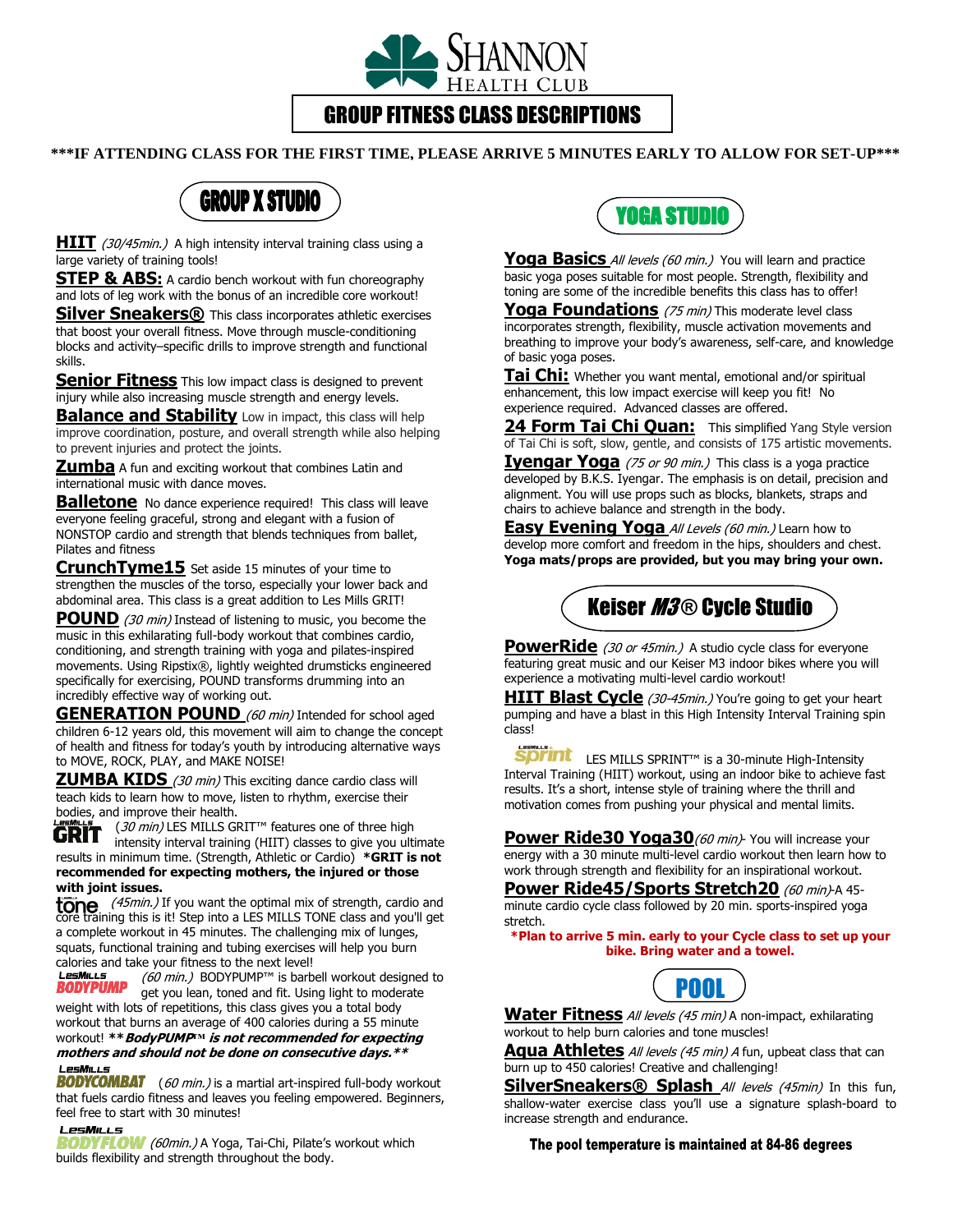# SHANNON HEALTH CLUB

## GROUP FITNESS CLASS DESCRIPTIONS

**\*\*\*IF ATTENDING CLASS FOR THE FIRST TIME, PLEASE ARRIVE 5 MINUTES EARLY TO ALLOW FOR SET-UP\*\*\***

## GROUP X STUDIO

**HIIT** *(30/45min.)* A high intensity interval training class using a large variety of training tools!

**STEP & ABS:** A cardio bench workout with fun choreography and lots of leg work with the bonus of an incredible core workout!

**Silver Sneakers®** This class incorporates athletic exercises that boost your overall fitness. Move through muscle-conditioning blocks and activity–specific drills to improve strength and functional skills.

**Senior Fitness** This low impact class is designed to prevent injury while also increasing muscle strength and energy levels.

**Balance and Stability** Low in impact, this class will help improve coordination, posture, and overall strength while also helping to prevent injuries and protect the joints.

**Zumba** A fun and exciting workout that combines Latin and international music with dance moves.

**Balletone** No dance experience required! This class will leave everyone feeling graceful, strong and elegant with a fusion of NONSTOP cardio and strength that blends techniques from ballet, Pilates and fitness

**CrunchTyme15** Set aside 15 minutes of your time to strengthen the muscles of the torso, especially your lower back and abdominal area. This class is a great addition to Les Mills GRIT!

**POUND** *(30 min)* Instead of listening to music, you become the music in this exhilarating full-body workout that combines cardio, conditioning, and strength training with yoga and pilates-inspired movements. Using Ripstix®, lightly weighted drumsticks engineered specifically for exercising, POUND transforms drumming into an incredibly effective way of working out.

**GENERATION POUND** *(60 min)* Intended for school aged children 6-12 years old, this movement will aim to change the concept of health and fitness for today's youth by introducing alternative ways to MOVE, ROCK, PLAY, and MAKE NOISE!

**ZUMBA KIDS** *(30 min)* This exciting dance cardio class will teach kids to learn how to move, listen to rhythm, exercise their bodies, and improve their health.

**LesMills GRIT** *(30 min)* LES MILLS GRIT™ features one of three high intensity interval training (HIIT) classes to give you ultimate results in minimum time. (Strength, Athletic or Cardio) **\*GRIT is not recommended for expecting mothers, the injured or those with joint issues.**

**tone** *(45min.)* If you want the optimal mix of strength, cardio and core training this is it! Step into a LES MILLS TONE class and you'll get a complete workout in 45 minutes. The challenging mix of lunges, squats, functional training and tubing exercises will help you burn calories and take your fitness to the next level!

**LesMills BODYPUMP** *(60 min.)* BODYPUMP™ is barbell workout designed to get you lean, toned and fit. Using light to moderate weight with lots of repetitions, this class gives you a total body workout that burns an average of 400 calories during a 55 minute workout! ***\*\*BodyPUMP™ is not recommended for expecting mothers and should not be done on consecutive days.\*\****

**LesMills BODYCOMBAT** *(60 min.)* is a martial art-inspired full-body workout that fuels cardio fitness and leaves you feeling empowered. Beginners, feel free to start with 30 minutes!

**LesMills BODYFLOW** *(60min.)* A Yoga, Tai-Chi, Pilate's workout which builds flexibility and strength throughout the body.

## YOGA STUDIO

**Yoga Basics** *All levels (60 min.)* You will learn and practice basic yoga poses suitable for most people. Strength, flexibility and toning are some of the incredible benefits this class has to offer!

**Yoga Foundations** *(75 min)* This moderate level class incorporates strength, flexibility, muscle activation movements and breathing to improve your body's awareness, self-care, and knowledge of basic yoga poses.

**Tai Chi:** Whether you want mental, emotional and/or spiritual enhancement, this low impact exercise will keep you fit! No experience required. Advanced classes are offered.

**24 Form Tai Chi Quan:** This simplified Yang Style version of Tai Chi is soft, slow, gentle, and consists of 175 artistic movements.

**Iyengar Yoga** *(75 or 90 min.)* This class is a yoga practice developed by B.K.S. Iyengar. The emphasis is on detail, precision and alignment. You will use props such as blocks, blankets, straps and chairs to achieve balance and strength in the body.

**Easy Evening Yoga** *All Levels (60 min.)* Learn how to develop more comfort and freedom in the hips, shoulders and chest.

**Yoga mats/props are provided, but you may bring your own.**

## Keiser *M3*® Cycle Studio

**PowerRide** *(30 or 45min.)* A studio cycle class for everyone featuring great music and our Keiser M3 indoor bikes where you will experience a motivating multi-level cardio workout!

**HIIT Blast Cycle** *(30-45min.)* You're going to get your heart pumping and have a blast in this High Intensity Interval Training spin class!

**LesMills sprint** LES MILLS SPRINT™ is a 30-minute High-Intensity Interval Training (HIIT) workout, using an indoor bike to achieve fast results. It's a short, intense style of training where the thrill and motivation comes from pushing your physical and mental limits.

**Power Ride30 Yoga30** *(60 min)*- You will increase your energy with a 30 minute multi-level cardio workout then learn how to work through strength and flexibility for an inspirational workout.

**Power Ride45/Sports Stretch20** *(60 min)*-A 45-minute cardio cycle class followed by 20 min. sports-inspired yoga stretch.

**\*Plan to arrive 5 min. early to your Cycle class to set up your bike. Bring water and a towel.**

## POOL

**Water Fitness** *All levels (45 min)* A non-impact, exhilarating workout to help burn calories and tone muscles!

**Aqua Athletes** *All levels (45 min)* A fun, upbeat class that can burn up to 450 calories! Creative and challenging!

**SilverSneakers® Splash** *All levels (45min)* In this fun, shallow-water exercise class you'll use a signature splash-board to increase strength and endurance.

**The pool temperature is maintained at 84-86 degrees**